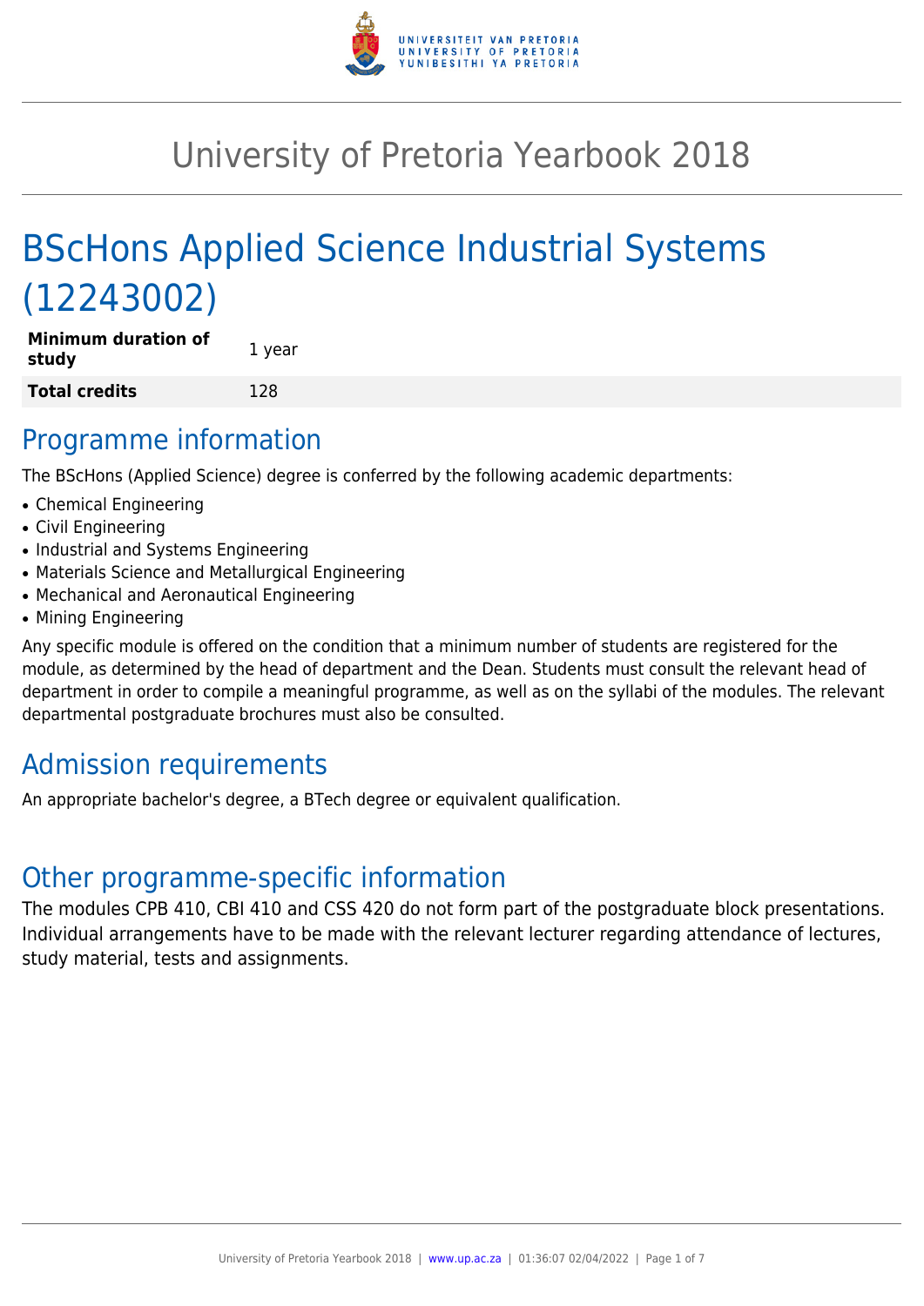# University of Pretoria Yearbook 2018

# BScHons Applied Science Industrial Systems (12243002)

| **Minimum duration of study** | 1 year |
|---|---|
| **Total credits** | 128 |

## Programme information

The BScHons (Applied Science) degree is conferred by the following academic departments:

- Chemical Engineering
- Civil Engineering
- Industrial and Systems Engineering
- Materials Science and Metallurgical Engineering
- Mechanical and Aeronautical Engineering
- Mining Engineering

Any specific module is offered on the condition that a minimum number of students are registered for the module, as determined by the head of department and the Dean. Students must consult the relevant head of department in order to compile a meaningful programme, as well as on the syllabi of the modules. The relevant departmental postgraduate brochures must also be consulted.

## Admission requirements

An appropriate bachelor's degree, a BTech degree or equivalent qualification.

## Other programme-specific information

The modules CPB 410, CBI 410 and CSS 420 do not form part of the postgraduate block presentations. Individual arrangements have to be made with the relevant lecturer regarding attendance of lectures, study material, tests and assignments.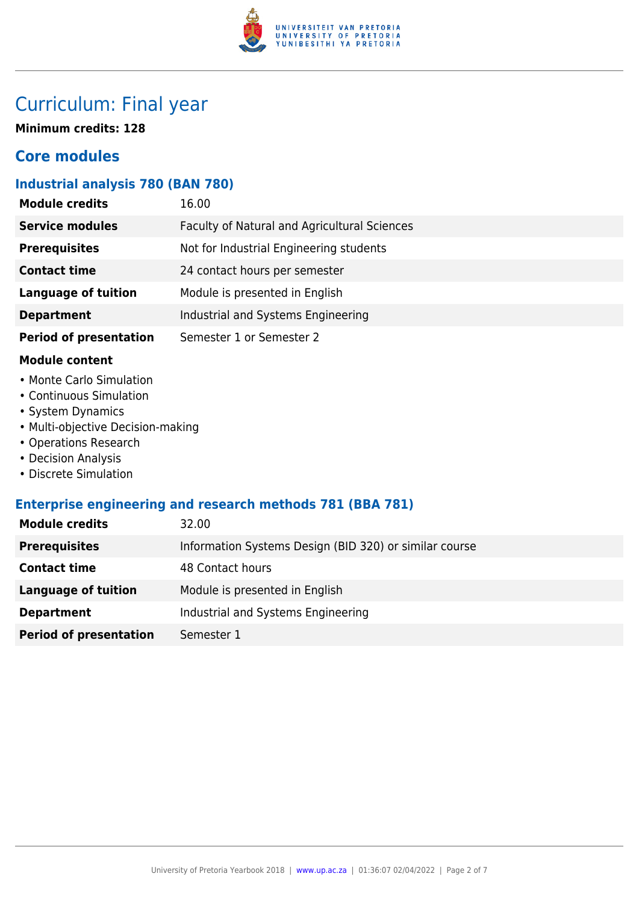# Curriculum: Final year

**Minimum credits: 128**

## Core modules

### Industrial analysis 780 (BAN 780)

| | |
|---|---|
| **Module credits** | 16.00 |
| **Service modules** | Faculty of Natural and Agricultural Sciences |
| **Prerequisites** | Not for Industrial Engineering students |
| **Contact time** | 24 contact hours per semester |
| **Language of tuition** | Module is presented in English |
| **Department** | Industrial and Systems Engineering |
| **Period of presentation** | Semester 1 or Semester 2 |

**Module content**

- Monte Carlo Simulation
- Continuous Simulation
- System Dynamics
- Multi-objective Decision-making
- Operations Research
- Decision Analysis
- Discrete Simulation

### Enterprise engineering and research methods 781 (BBA 781)

| | |
|---|---|
| **Module credits** | 32.00 |
| **Prerequisites** | Information Systems Design (BID 320) or similar course |
| **Contact time** | 48 Contact hours |
| **Language of tuition** | Module is presented in English |
| **Department** | Industrial and Systems Engineering |
| **Period of presentation** | Semester 1 |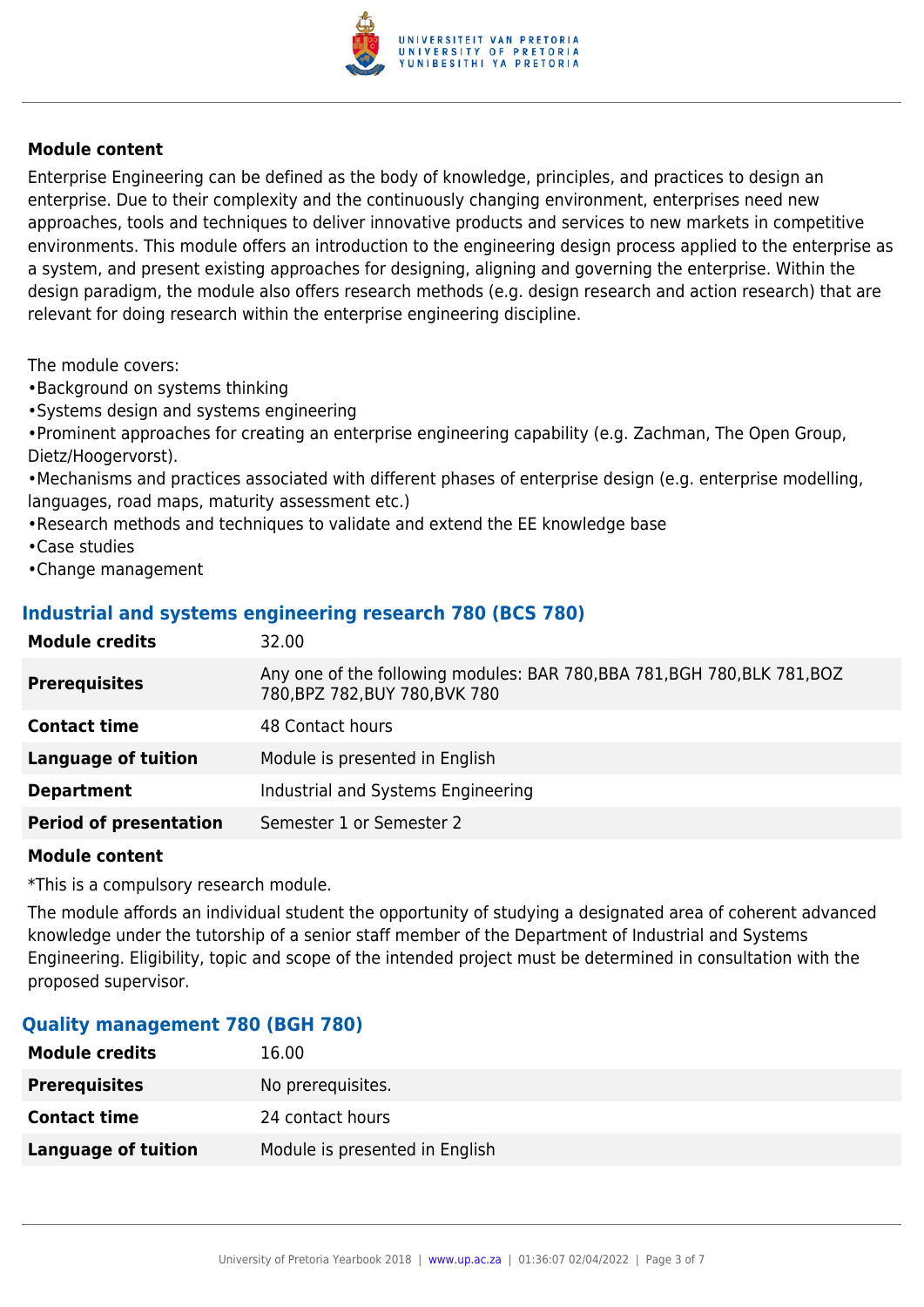### Module content

Enterprise Engineering can be defined as the body of knowledge, principles, and practices to design an enterprise. Due to their complexity and the continuously changing environment, enterprises need new approaches, tools and techniques to deliver innovative products and services to new markets in competitive environments. This module offers an introduction to the engineering design process applied to the enterprise as a system, and present existing approaches for designing, aligning and governing the enterprise. Within the design paradigm, the module also offers research methods (e.g. design research and action research) that are relevant for doing research within the enterprise engineering discipline.

The module covers:

- Background on systems thinking
- Systems design and systems engineering
- Prominent approaches for creating an enterprise engineering capability (e.g. Zachman, The Open Group, Dietz/Hoogervorst).
- Mechanisms and practices associated with different phases of enterprise design (e.g. enterprise modelling, languages, road maps, maturity assessment etc.)
- Research methods and techniques to validate and extend the EE knowledge base
- Case studies
- Change management

## Industrial and systems engineering research 780 (BCS 780)

| | |
|---|---|
| **Module credits** | 32.00 |
| **Prerequisites** | Any one of the following modules: BAR 780,BBA 781,BGH 780,BLK 781,BOZ 780,BPZ 782,BUY 780,BVK 780 |
| **Contact time** | 48 Contact hours |
| **Language of tuition** | Module is presented in English |
| **Department** | Industrial and Systems Engineering |
| **Period of presentation** | Semester 1 or Semester 2 |

### Module content

*This is a compulsory research module.

The module affords an individual student the opportunity of studying a designated area of coherent advanced knowledge under the tutorship of a senior staff member of the Department of Industrial and Systems Engineering. Eligibility, topic and scope of the intended project must be determined in consultation with the proposed supervisor.

## Quality management 780 (BGH 780)

| | |
|---|---|
| **Module credits** | 16.00 |
| **Prerequisites** | No prerequisites. |
| **Contact time** | 24 contact hours |
| **Language of tuition** | Module is presented in English |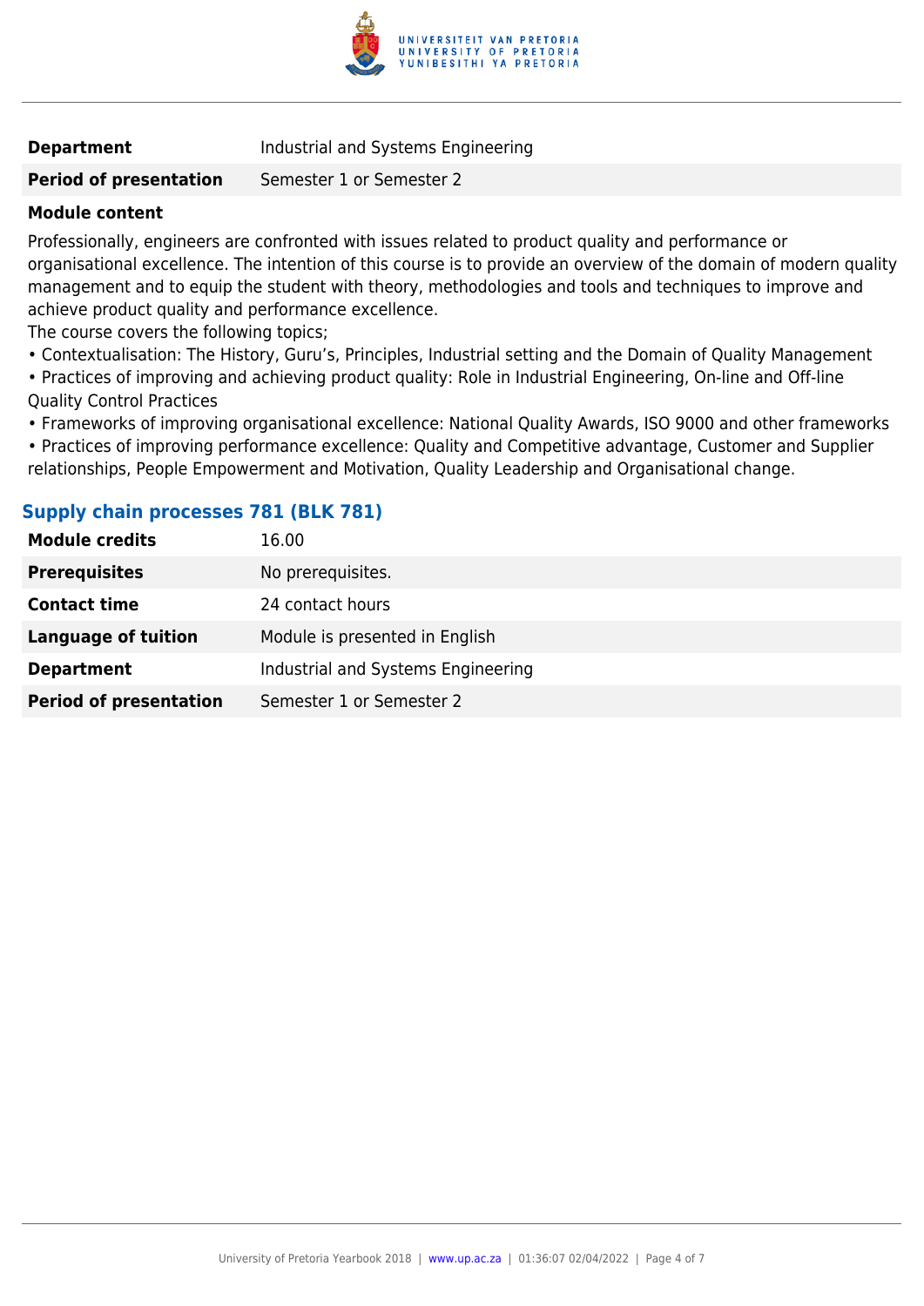| | |
|---|---|
| **Department** | Industrial and Systems Engineering |
| **Period of presentation** | Semester 1 or Semester 2 |

**Module content**

Professionally, engineers are confronted with issues related to product quality and performance or organisational excellence. The intention of this course is to provide an overview of the domain of modern quality management and to equip the student with theory, methodologies and tools and techniques to improve and achieve product quality and performance excellence.

The course covers the following topics;

- Contextualisation: The History, Guru's, Principles, Industrial setting and the Domain of Quality Management
- Practices of improving and achieving product quality: Role in Industrial Engineering, On-line and Off-line Quality Control Practices
- Frameworks of improving organisational excellence: National Quality Awards, ISO 9000 and other frameworks
- Practices of improving performance excellence: Quality and Competitive advantage, Customer and Supplier relationships, People Empowerment and Motivation, Quality Leadership and Organisational change.

## Supply chain processes 781 (BLK 781)

| | |
|---|---|
| **Module credits** | 16.00 |
| **Prerequisites** | No prerequisites. |
| **Contact time** | 24 contact hours |
| **Language of tuition** | Module is presented in English |
| **Department** | Industrial and Systems Engineering |
| **Period of presentation** | Semester 1 or Semester 2 |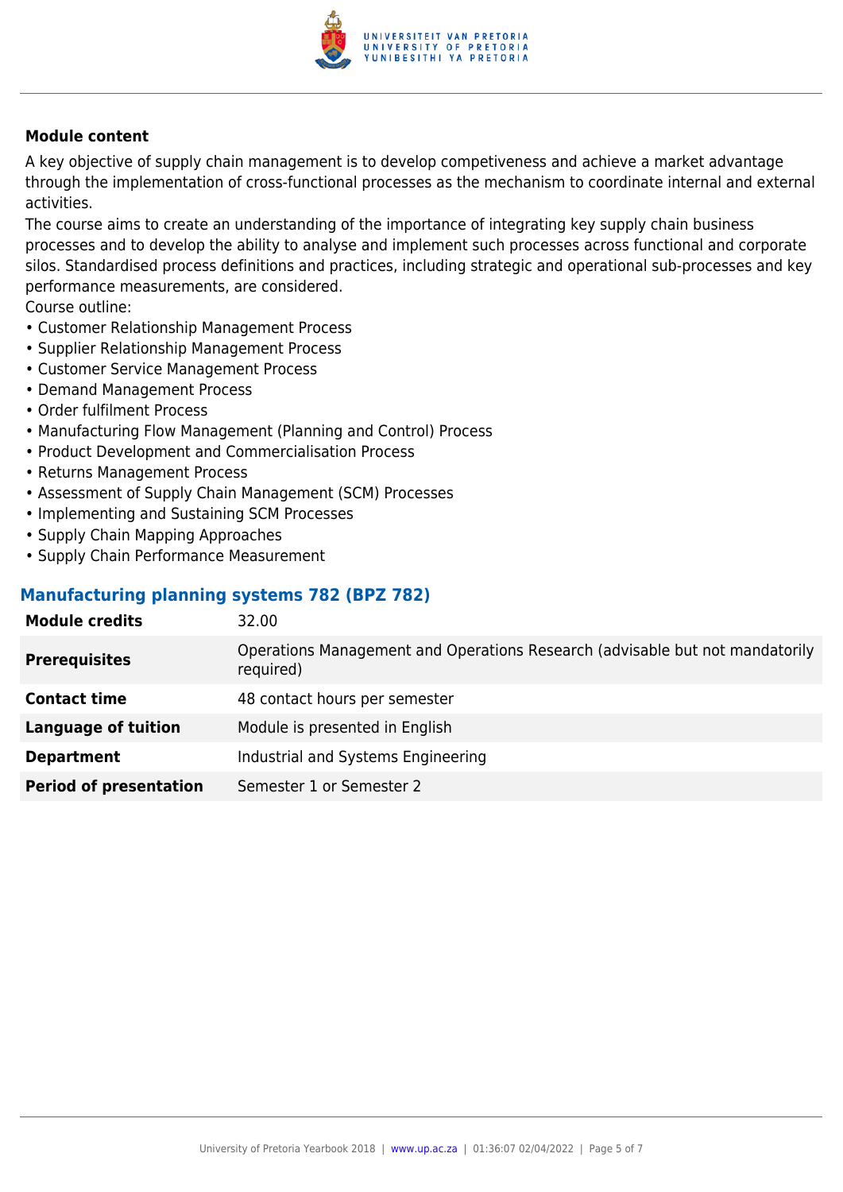**Module content**

A key objective of supply chain management is to develop competiveness and achieve a market advantage through the implementation of cross-functional processes as the mechanism to coordinate internal and external activities.

The course aims to create an understanding of the importance of integrating key supply chain business processes and to develop the ability to analyse and implement such processes across functional and corporate silos. Standardised process definitions and practices, including strategic and operational sub-processes and key performance measurements, are considered.

Course outline:

- Customer Relationship Management Process
- Supplier Relationship Management Process
- Customer Service Management Process
- Demand Management Process
- Order fulfilment Process
- Manufacturing Flow Management (Planning and Control) Process
- Product Development and Commercialisation Process
- Returns Management Process
- Assessment of Supply Chain Management (SCM) Processes
- Implementing and Sustaining SCM Processes
- Supply Chain Mapping Approaches
- Supply Chain Performance Measurement

### Manufacturing planning systems 782 (BPZ 782)

| | |
|---|---|
| **Module credits** | 32.00 |
| **Prerequisites** | Operations Management and Operations Research (advisable but not mandatorily required) |
| **Contact time** | 48 contact hours per semester |
| **Language of tuition** | Module is presented in English |
| **Department** | Industrial and Systems Engineering |
| **Period of presentation** | Semester 1 or Semester 2 |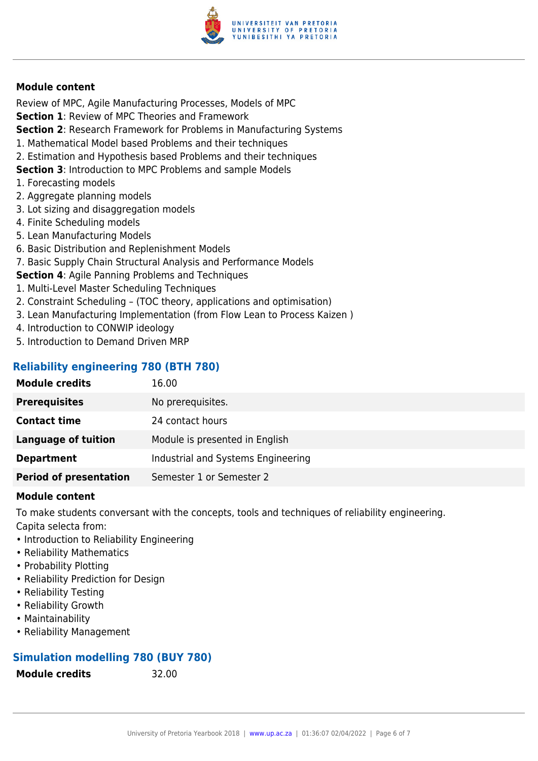**Module content**

Review of MPC, Agile Manufacturing Processes, Models of MPC

**Section 1**: Review of MPC Theories and Framework

**Section 2**: Research Framework for Problems in Manufacturing Systems

1. Mathematical Model based Problems and their techniques
2. Estimation and Hypothesis based Problems and their techniques

**Section 3**: Introduction to MPC Problems and sample Models

1. Forecasting models
2. Aggregate planning models
3. Lot sizing and disaggregation models
4. Finite Scheduling models
5. Lean Manufacturing Models
6. Basic Distribution and Replenishment Models
7. Basic Supply Chain Structural Analysis and Performance Models

**Section 4**: Agile Panning Problems and Techniques

1. Multi-Level Master Scheduling Techniques
2. Constraint Scheduling – (TOC theory, applications and optimisation)
3. Lean Manufacturing Implementation (from Flow Lean to Process Kaizen )
4. Introduction to CONWIP ideology
5. Introduction to Demand Driven MRP

## Reliability engineering 780 (BTH 780)

| | |
|---|---|
| **Module credits** | 16.00 |
| **Prerequisites** | No prerequisites. |
| **Contact time** | 24 contact hours |
| **Language of tuition** | Module is presented in English |
| **Department** | Industrial and Systems Engineering |
| **Period of presentation** | Semester 1 or Semester 2 |

**Module content**

To make students conversant with the concepts, tools and techniques of reliability engineering.
Capita selecta from:

- Introduction to Reliability Engineering
- Reliability Mathematics
- Probability Plotting
- Reliability Prediction for Design
- Reliability Testing
- Reliability Growth
- Maintainability
- Reliability Management

## Simulation modelling 780 (BUY 780)

| | |
|---|---|
| **Module credits** | 32.00 |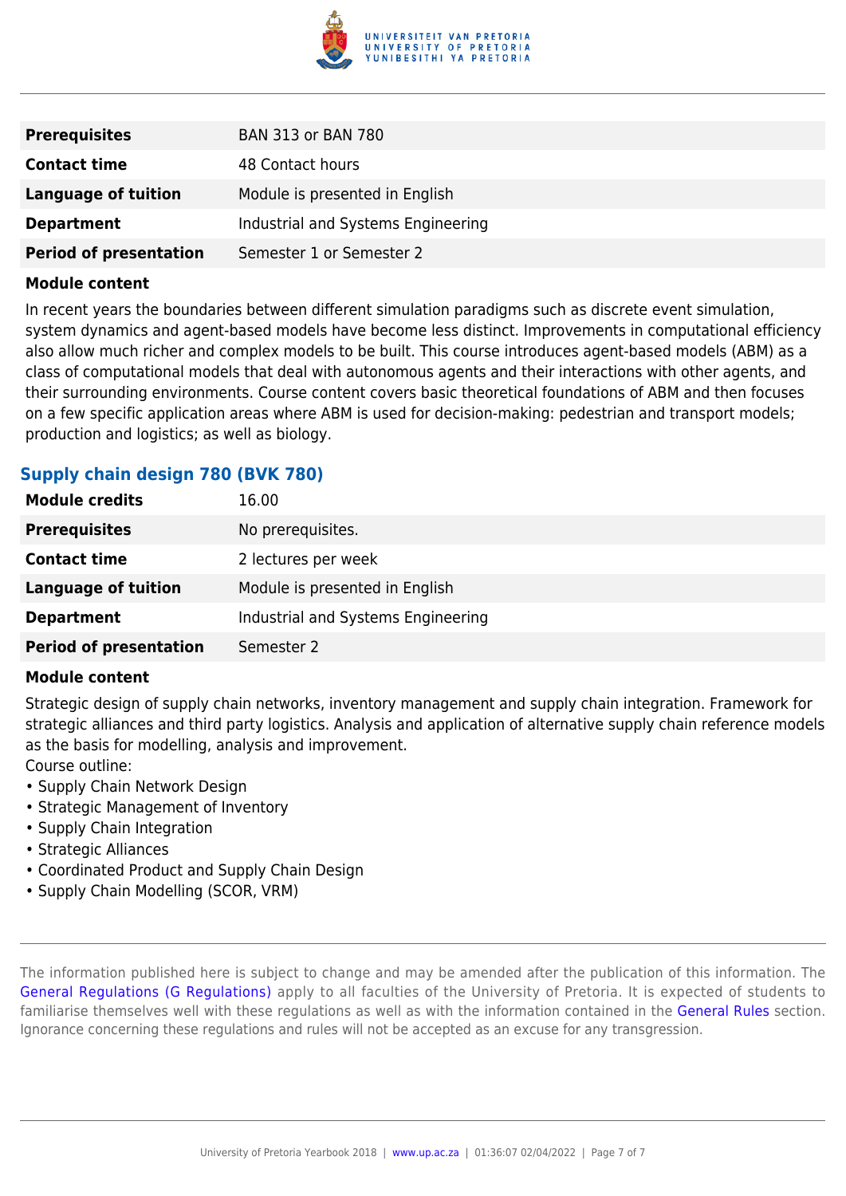| | |
|---|---|
| **Prerequisites** | BAN 313 or BAN 780 |
| **Contact time** | 48 Contact hours |
| **Language of tuition** | Module is presented in English |
| **Department** | Industrial and Systems Engineering |
| **Period of presentation** | Semester 1 or Semester 2 |

**Module content**

In recent years the boundaries between different simulation paradigms such as discrete event simulation, system dynamics and agent-based models have become less distinct. Improvements in computational efficiency also allow much richer and complex models to be built. This course introduces agent-based models (ABM) as a class of computational models that deal with autonomous agents and their interactions with other agents, and their surrounding environments. Course content covers basic theoretical foundations of ABM and then focuses on a few specific application areas where ABM is used for decision-making: pedestrian and transport models; production and logistics; as well as biology.

### Supply chain design 780 (BVK 780)

| | |
|---|---|
| **Module credits** | 16.00 |
| **Prerequisites** | No prerequisites. |
| **Contact time** | 2 lectures per week |
| **Language of tuition** | Module is presented in English |
| **Department** | Industrial and Systems Engineering |
| **Period of presentation** | Semester 2 |

**Module content**

Strategic design of supply chain networks, inventory management and supply chain integration. Framework for strategic alliances and third party logistics. Analysis and application of alternative supply chain reference models as the basis for modelling, analysis and improvement.
Course outline:

- Supply Chain Network Design
- Strategic Management of Inventory
- Supply Chain Integration
- Strategic Alliances
- Coordinated Product and Supply Chain Design
- Supply Chain Modelling (SCOR, VRM)

The information published here is subject to change and may be amended after the publication of this information. The General Regulations (G Regulations) apply to all faculties of the University of Pretoria. It is expected of students to familiarise themselves well with these regulations as well as with the information contained in the General Rules section. Ignorance concerning these regulations and rules will not be accepted as an excuse for any transgression.